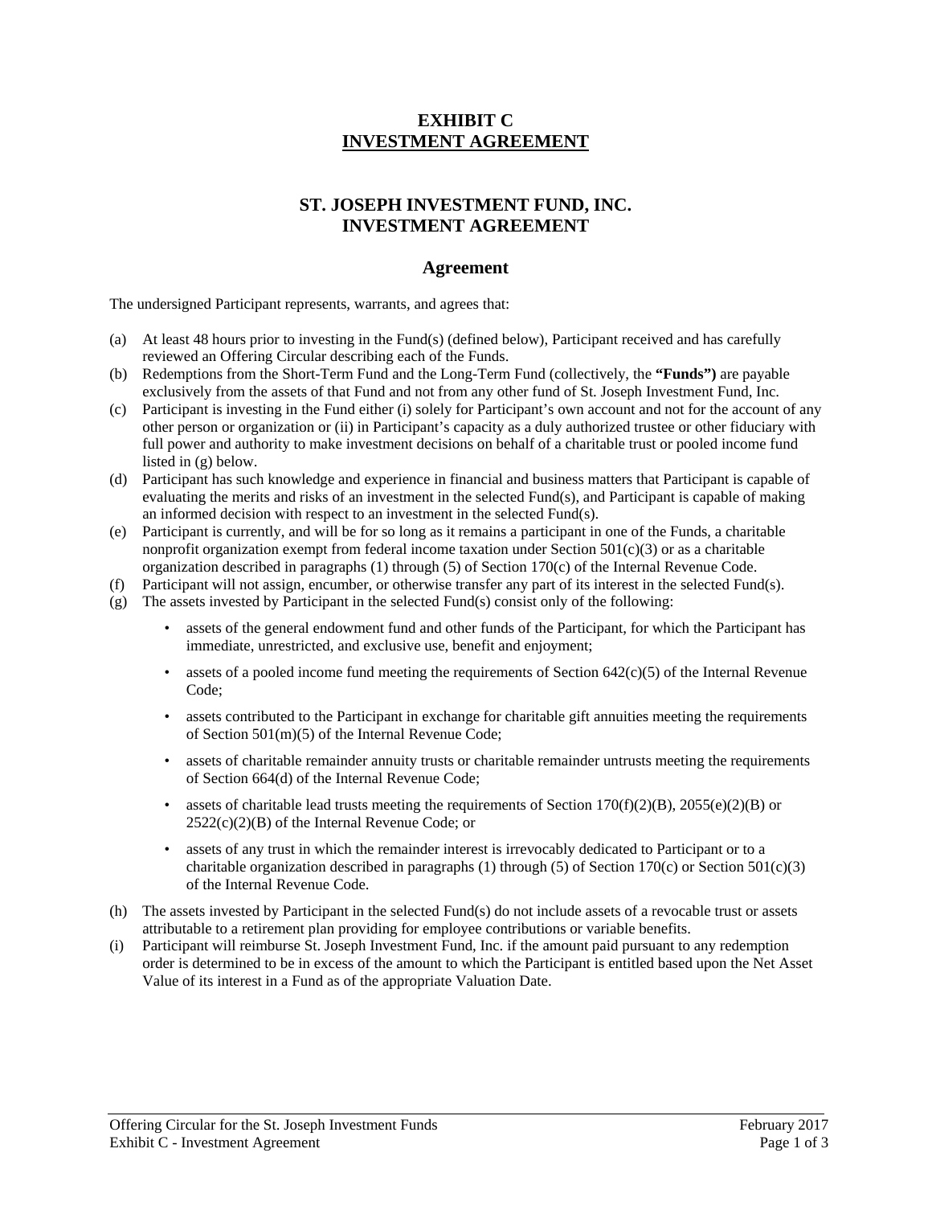# EXHIBIT C
## INVESTMENT AGREEMENT

## ST. JOSEPH INVESTMENT FUND, INC.
## INVESTMENT AGREEMENT

### Agreement

The undersigned Participant represents, warrants, and agrees that:

(a) At least 48 hours prior to investing in the Fund(s) (defined below), Participant received and has carefully reviewed an Offering Circular describing each of the Funds.

(b) Redemptions from the Short-Term Fund and the Long-Term Fund (collectively, the **"Funds")** are payable exclusively from the assets of that Fund and not from any other fund of St. Joseph Investment Fund, Inc.

(c) Participant is investing in the Fund either (i) solely for Participant's own account and not for the account of any other person or organization or (ii) in Participant's capacity as a duly authorized trustee or other fiduciary with full power and authority to make investment decisions on behalf of a charitable trust or pooled income fund listed in (g) below.

(d) Participant has such knowledge and experience in financial and business matters that Participant is capable of evaluating the merits and risks of an investment in the selected Fund(s), and Participant is capable of making an informed decision with respect to an investment in the selected Fund(s).

(e) Participant is currently, and will be for so long as it remains a participant in one of the Funds, a charitable nonprofit organization exempt from federal income taxation under Section 501(c)(3) or as a charitable organization described in paragraphs (1) through (5) of Section 170(c) of the Internal Revenue Code.

(f) Participant will not assign, encumber, or otherwise transfer any part of its interest in the selected Fund(s).

(g) The assets invested by Participant in the selected Fund(s) consist only of the following:

- assets of the general endowment fund and other funds of the Participant, for which the Participant has immediate, unrestricted, and exclusive use, benefit and enjoyment;
- assets of a pooled income fund meeting the requirements of Section 642(c)(5) of the Internal Revenue Code;
- assets contributed to the Participant in exchange for charitable gift annuities meeting the requirements of Section 501(m)(5) of the Internal Revenue Code;
- assets of charitable remainder annuity trusts or charitable remainder untrusts meeting the requirements of Section 664(d) of the Internal Revenue Code;
- assets of charitable lead trusts meeting the requirements of Section 170(f)(2)(B), 2055(e)(2)(B) or 2522(c)(2)(B) of the Internal Revenue Code; or
- assets of any trust in which the remainder interest is irrevocably dedicated to Participant or to a charitable organization described in paragraphs (1) through (5) of Section 170(c) or Section 501(c)(3) of the Internal Revenue Code.

(h) The assets invested by Participant in the selected Fund(s) do not include assets of a revocable trust or assets attributable to a retirement plan providing for employee contributions or variable benefits.

(i) Participant will reimburse St. Joseph Investment Fund, Inc. if the amount paid pursuant to any redemption order is determined to be in excess of the amount to which the Participant is entitled based upon the Net Asset Value of its interest in a Fund as of the appropriate Valuation Date.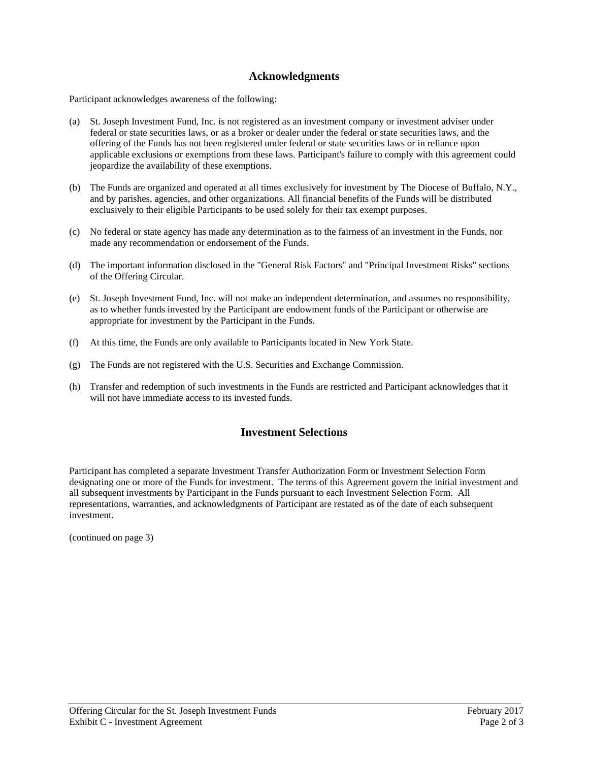## Acknowledgments

Participant acknowledges awareness of the following:

(a) St. Joseph Investment Fund, Inc. is not registered as an investment company or investment adviser under federal or state securities laws, or as a broker or dealer under the federal or state securities laws, and the offering of the Funds has not been registered under federal or state securities laws or in reliance upon applicable exclusions or exemptions from these laws. Participant's failure to comply with this agreement could jeopardize the availability of these exemptions.

(b) The Funds are organized and operated at all times exclusively for investment by The Diocese of Buffalo, N.Y., and by parishes, agencies, and other organizations. All financial benefits of the Funds will be distributed exclusively to their eligible Participants to be used solely for their tax exempt purposes.

(c) No federal or state agency has made any determination as to the fairness of an investment in the Funds, nor made any recommendation or endorsement of the Funds.

(d) The important information disclosed in the "General Risk Factors" and "Principal Investment Risks" sections of the Offering Circular.

(e) St. Joseph Investment Fund, Inc. will not make an independent determination, and assumes no responsibility, as to whether funds invested by the Participant are endowment funds of the Participant or otherwise are appropriate for investment by the Participant in the Funds.

(f) At this time, the Funds are only available to Participants located in New York State.

(g) The Funds are not registered with the U.S. Securities and Exchange Commission.

(h) Transfer and redemption of such investments in the Funds are restricted and Participant acknowledges that it will not have immediate access to its invested funds.

## Investment Selections

Participant has completed a separate Investment Transfer Authorization Form or Investment Selection Form designating one or more of the Funds for investment. The terms of this Agreement govern the initial investment and all subsequent investments by Participant in the Funds pursuant to each Investment Selection Form. All representations, warranties, and acknowledgments of Participant are restated as of the date of each subsequent investment.

(continued on page 3)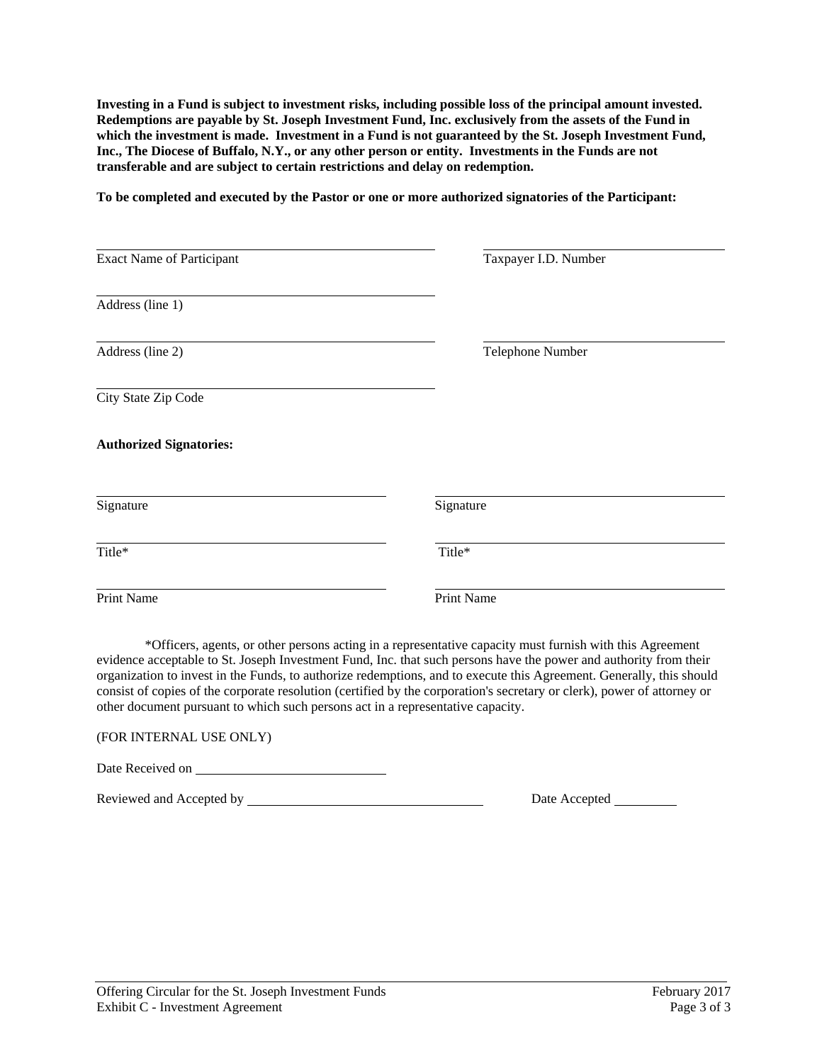**Investing in a Fund is subject to investment risks, including possible loss of the principal amount invested. Redemptions are payable by St. Joseph Investment Fund, Inc. exclusively from the assets of the Fund in which the investment is made. Investment in a Fund is not guaranteed by the St. Joseph Investment Fund, Inc., The Diocese of Buffalo, N.Y., or any other person or entity. Investments in the Funds are not transferable and are subject to certain restrictions and delay on redemption.**

**To be completed and executed by the Pastor or one or more authorized signatories of the Participant:**

______________________________ Exact Name of Participant

______________________________ Taxpayer I.D. Number

______________________________ Address (line 1)

______________________________ Address (line 2)

______________________________ Telephone Number

______________________________ City State Zip Code

**Authorized Signatories:**

| | |
|---|---|
| ______________________________ Signature | ______________________________ Signature |
| ______________________________ Title* | ______________________________ Title* |
| ______________________________ Print Name | ______________________________ Print Name |

*Officers, agents, or other persons acting in a representative capacity must furnish with this Agreement evidence acceptable to St. Joseph Investment Fund, Inc. that such persons have the power and authority from their organization to invest in the Funds, to authorize redemptions, and to execute this Agreement. Generally, this should consist of copies of the corporate resolution (certified by the corporation's secretary or clerk), power of attorney or other document pursuant to which such persons act in a representative capacity.

(FOR INTERNAL USE ONLY)

Date Received on ______________________________

Reviewed and Accepted by ______________________________ Date Accepted __________